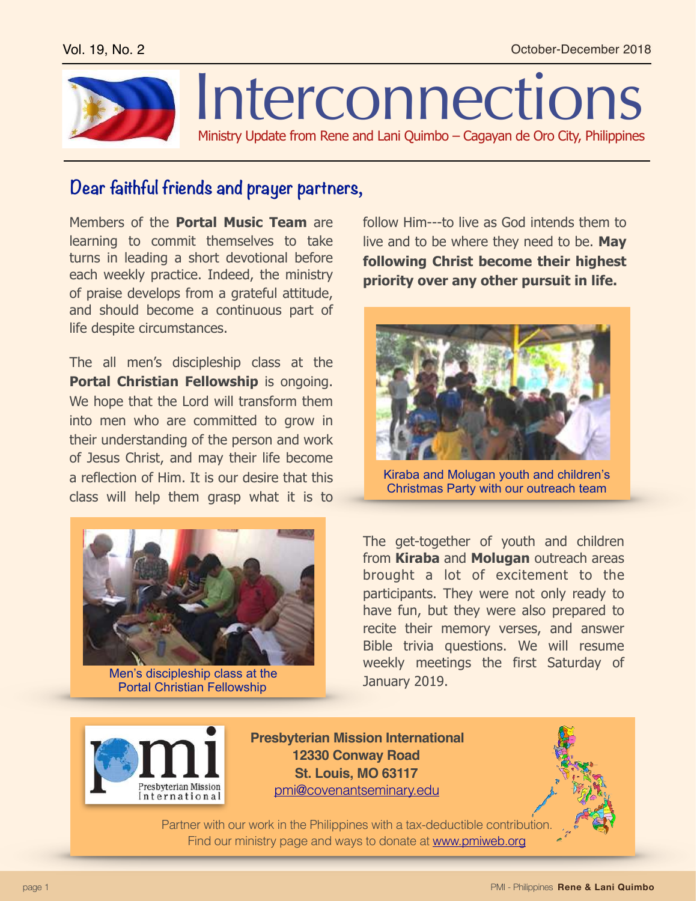# Interconnections

Ministry Update from Rene and Lani Quimbo – Cagayan de Oro City, Philippines

## Dear faithful friends and prayer partners,

Members of the **Portal Music Team** are learning to commit themselves to take turns in leading a short devotional before each weekly practice. Indeed, the ministry of praise develops from a grateful attitude, and should become a continuous part of life despite circumstances.

The all men's discipleship class at the **Portal Christian Fellowship** is ongoing. We hope that the Lord will transform them into men who are committed to grow in their understanding of the person and work of Jesus Christ, and may their life become a reflection of Him. It is our desire that this class will help them grasp what it is to follow Him---to live as God intends them to live and to be where they need to be. **May following Christ become their highest priority over any other pursuit in life.**

Men's discipleship class at the Portal Christian Fellowship

Kiraba and Molugan youth and children's Christmas Party with our outreach team

The get-together of youth and children from **Kiraba** and **Molugan** outreach areas brought a lot of excitement to the participants. They were not only ready to have fun, but they were also prepared to recite their memory verses, and answer Bible trivia questions. We will resume weekly meetings the first Saturday of January 2019.

**Presbyterian Mission International**
**12330 Conway Road**
**St. Louis, MO 63117**
pmi@covenantseminary.edu

Partner with our work in the Philippines with a tax-deductible contribution. Find our ministry page and ways to donate at www.pmiweb.org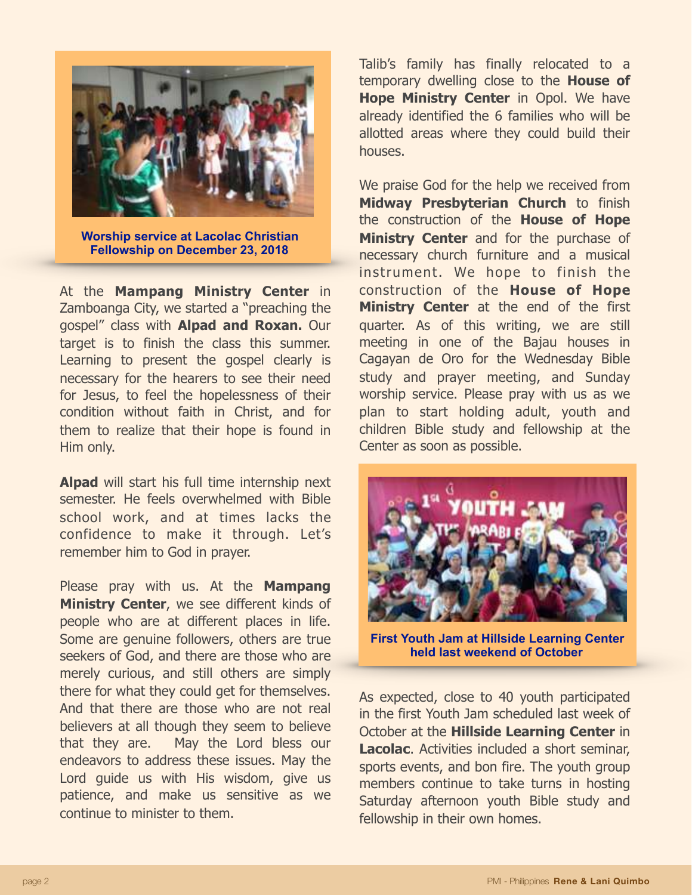**Worship service at Lacolac Christian Fellowship on December 23, 2018**

At the **Mampang Ministry Center** in Zamboanga City, we started a "preaching the gospel" class with **Alpad and Roxan.** Our target is to finish the class this summer. Learning to present the gospel clearly is necessary for the hearers to see their need for Jesus, to feel the hopelessness of their condition without faith in Christ, and for them to realize that their hope is found in Him only.

**Alpad** will start his full time internship next semester. He feels overwhelmed with Bible school work, and at times lacks the confidence to make it through. Let's remember him to God in prayer.

Please pray with us. At the **Mampang Ministry Center**, we see different kinds of people who are at different places in life. Some are genuine followers, others are true seekers of God, and there are those who are merely curious, and still others are simply there for what they could get for themselves. And that there are those who are not real believers at all though they seem to believe that they are. May the Lord bless our endeavors to address these issues. May the Lord guide us with His wisdom, give us patience, and make us sensitive as we continue to minister to them.

Talib's family has finally relocated to a temporary dwelling close to the **House of Hope Ministry Center** in Opol. We have already identified the 6 families who will be allotted areas where they could build their houses.

We praise God for the help we received from **Midway Presbyterian Church** to finish the construction of the **House of Hope Ministry Center** and for the purchase of necessary church furniture and a musical instrument. We hope to finish the construction of the **House of Hope Ministry Center** at the end of the first quarter. As of this writing, we are still meeting in one of the Bajau houses in Cagayan de Oro for the Wednesday Bible study and prayer meeting, and Sunday worship service. Please pray with us as we plan to start holding adult, youth and children Bible study and fellowship at the Center as soon as possible.

**First Youth Jam at Hillside Learning Center held last weekend of October**

As expected, close to 40 youth participated in the first Youth Jam scheduled last week of October at the **Hillside Learning Center** in **Lacolac**. Activities included a short seminar, sports events, and bon fire. The youth group members continue to take turns in hosting Saturday afternoon youth Bible study and fellowship in their own homes.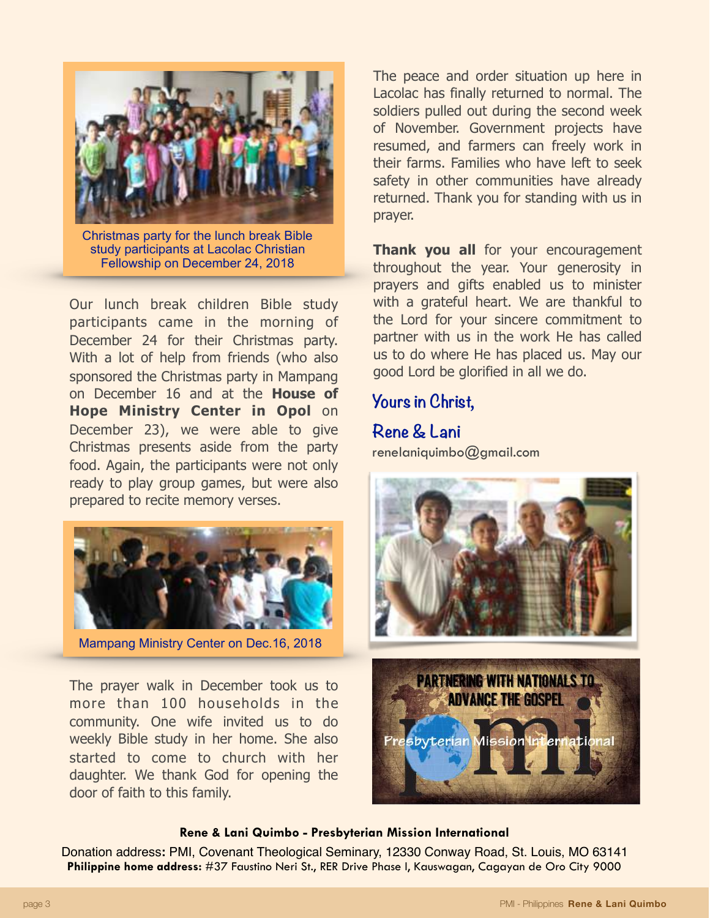Christmas party for the lunch break Bible study participants at Lacolac Christian Fellowship on December 24, 2018

Our lunch break children Bible study participants came in the morning of December 24 for their Christmas party. With a lot of help from friends (who also sponsored the Christmas party in Mampang on December 16 and at the **House of Hope Ministry Center in Opol** on December 23), we were able to give Christmas presents aside from the party food. Again, the participants were not only ready to play group games, but were also prepared to recite memory verses.

Mampang Ministry Center on Dec.16, 2018

The prayer walk in December took us to more than 100 households in the community. One wife invited us to do weekly Bible study in her home. She also started to come to church with her daughter. We thank God for opening the door of faith to this family.

The peace and order situation up here in Lacolac has finally returned to normal. The soldiers pulled out during the second week of November. Government projects have resumed, and farmers can freely work in their farms. Families who have left to seek safety in other communities have already returned. Thank you for standing with us in prayer.

**Thank you all** for your encouragement throughout the year. Your generosity in prayers and gifts enabled us to minister with a grateful heart. We are thankful to the Lord for your sincere commitment to partner with us in the work He has called us to do where He has placed us. May our good Lord be glorified in all we do.

Yours in Christ,

Rene & Lani

renelaniquimbo@gmail.com

PARTNERING WITH NATIONALS TO ADVANCE THE GOSPEL

Presbyterian Mission International

**Rene & Lani Quimbo - Presbyterian Mission International**

Donation address: PMI, Covenant Theological Seminary, 12330 Conway Road, St. Louis, MO 63141

**Philippine home address:** #37 Faustino Neri St., RER Drive Phase I, Kauswagan, Cagayan de Oro City 9000